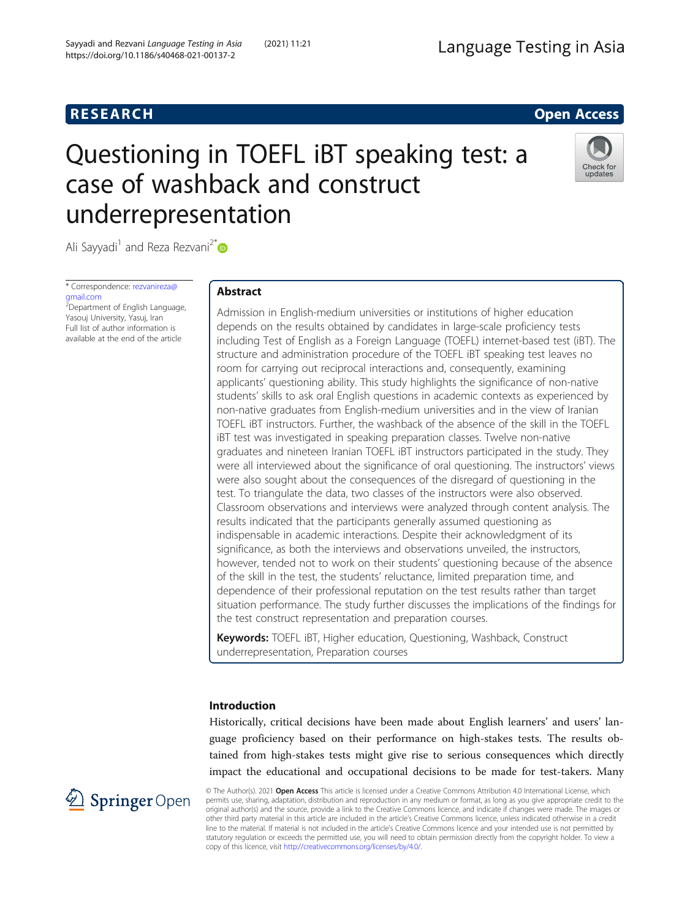RESEARCH

Open Access

# Questioning in TOEFL iBT speaking test: a case of washback and construct underrepresentation

Ali Sayyadi[1] and Reza Rezvani[2*]

\* Correspondence: rezvanireza@gmail.com
[2]Department of English Language, Yasouj University, Yasuj, Iran
Full list of author information is available at the end of the article

## Abstract

Admission in English-medium universities or institutions of higher education depends on the results obtained by candidates in large-scale proficiency tests including Test of English as a Foreign Language (TOEFL) internet-based test (iBT). The structure and administration procedure of the TOEFL iBT speaking test leaves no room for carrying out reciprocal interactions and, consequently, examining applicants' questioning ability. This study highlights the significance of non-native students' skills to ask oral English questions in academic contexts as experienced by non-native graduates from English-medium universities and in the view of Iranian TOEFL iBT instructors. Further, the washback of the absence of the skill in the TOEFL iBT test was investigated in speaking preparation classes. Twelve non-native graduates and nineteen Iranian TOEFL iBT instructors participated in the study. They were all interviewed about the significance of oral questioning. The instructors' views were also sought about the consequences of the disregard of questioning in the test. To triangulate the data, two classes of the instructors were also observed. Classroom observations and interviews were analyzed through content analysis. The results indicated that the participants generally assumed questioning as indispensable in academic interactions. Despite their acknowledgment of its significance, as both the interviews and observations unveiled, the instructors, however, tended not to work on their students' questioning because of the absence of the skill in the test, the students' reluctance, limited preparation time, and dependence of their professional reputation on the test results rather than target situation performance. The study further discusses the implications of the findings for the test construct representation and preparation courses.

**Keywords:** TOEFL iBT, Higher education, Questioning, Washback, Construct underrepresentation, Preparation courses

## Introduction

Historically, critical decisions have been made about English learners' and users' language proficiency based on their performance on high-stakes tests. The results obtained from high-stakes tests might give rise to serious consequences which directly impact the educational and occupational decisions to be made for test-takers. Many

© The Author(s). 2021 **Open Access** This article is licensed under a Creative Commons Attribution 4.0 International License, which permits use, sharing, adaptation, distribution and reproduction in any medium or format, as long as you give appropriate credit to the original author(s) and the source, provide a link to the Creative Commons licence, and indicate if changes were made. The images or other third party material in this article are included in the article's Creative Commons licence, unless indicated otherwise in a credit line to the material. If material is not included in the article's Creative Commons licence and your intended use is not permitted by statutory regulation or exceeds the permitted use, you will need to obtain permission directly from the copyright holder. To view a copy of this licence, visit http://creativecommons.org/licenses/by/4.0/.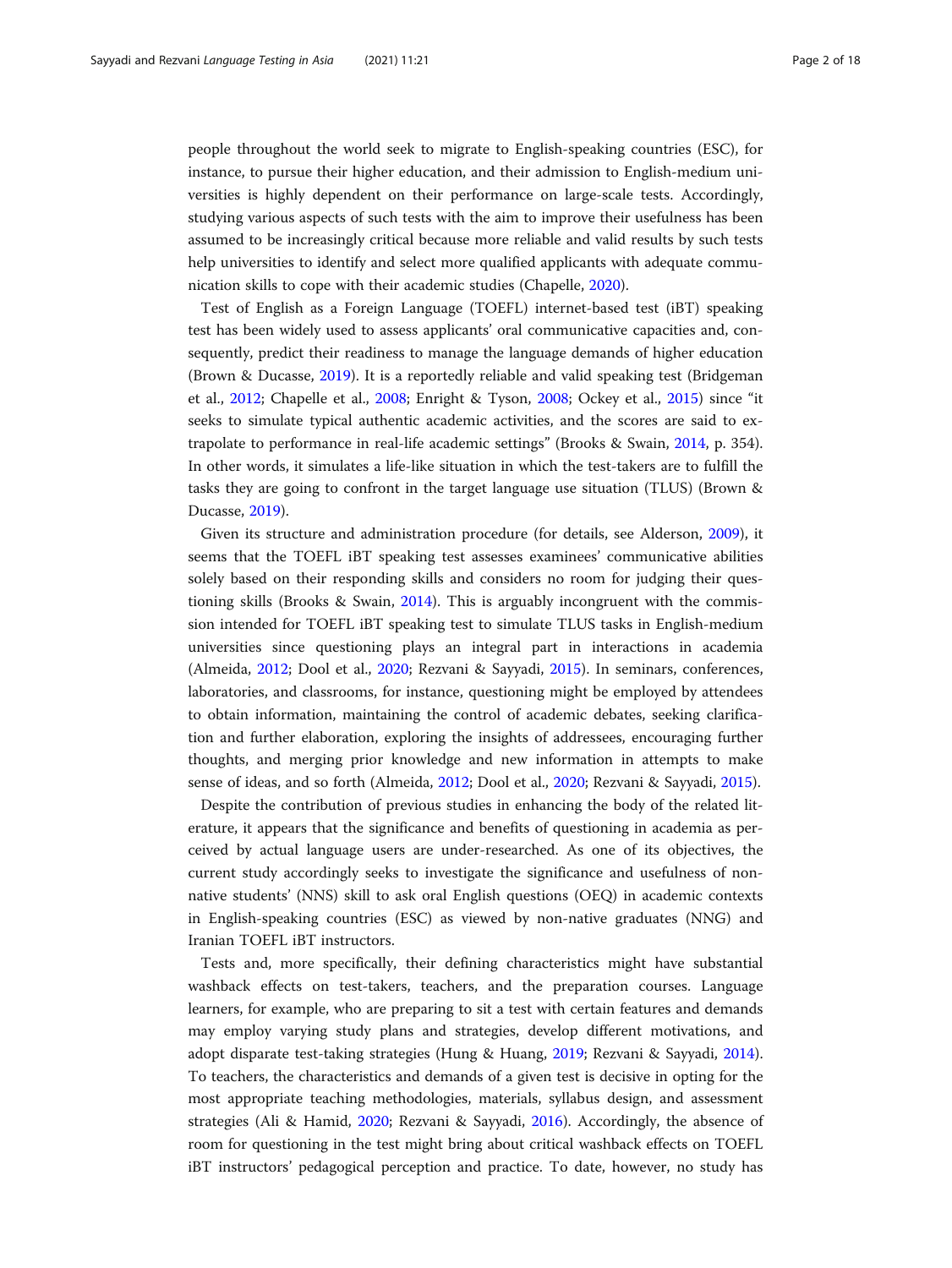people throughout the world seek to migrate to English-speaking countries (ESC), for instance, to pursue their higher education, and their admission to English-medium universities is highly dependent on their performance on large-scale tests. Accordingly, studying various aspects of such tests with the aim to improve their usefulness has been assumed to be increasingly critical because more reliable and valid results by such tests help universities to identify and select more qualified applicants with adequate communication skills to cope with their academic studies (Chapelle, 2020).

Test of English as a Foreign Language (TOEFL) internet-based test (iBT) speaking test has been widely used to assess applicants' oral communicative capacities and, consequently, predict their readiness to manage the language demands of higher education (Brown & Ducasse, 2019). It is a reportedly reliable and valid speaking test (Bridgeman et al., 2012; Chapelle et al., 2008; Enright & Tyson, 2008; Ockey et al., 2015) since "it seeks to simulate typical authentic academic activities, and the scores are said to extrapolate to performance in real-life academic settings" (Brooks & Swain, 2014, p. 354). In other words, it simulates a life-like situation in which the test-takers are to fulfill the tasks they are going to confront in the target language use situation (TLUS) (Brown & Ducasse, 2019).

Given its structure and administration procedure (for details, see Alderson, 2009), it seems that the TOEFL iBT speaking test assesses examinees' communicative abilities solely based on their responding skills and considers no room for judging their questioning skills (Brooks & Swain, 2014). This is arguably incongruent with the commission intended for TOEFL iBT speaking test to simulate TLUS tasks in English-medium universities since questioning plays an integral part in interactions in academia (Almeida, 2012; Dool et al., 2020; Rezvani & Sayyadi, 2015). In seminars, conferences, laboratories, and classrooms, for instance, questioning might be employed by attendees to obtain information, maintaining the control of academic debates, seeking clarification and further elaboration, exploring the insights of addressees, encouraging further thoughts, and merging prior knowledge and new information in attempts to make sense of ideas, and so forth (Almeida, 2012; Dool et al., 2020; Rezvani & Sayyadi, 2015).

Despite the contribution of previous studies in enhancing the body of the related literature, it appears that the significance and benefits of questioning in academia as perceived by actual language users are under-researched. As one of its objectives, the current study accordingly seeks to investigate the significance and usefulness of non-native students' (NNS) skill to ask oral English questions (OEQ) in academic contexts in English-speaking countries (ESC) as viewed by non-native graduates (NNG) and Iranian TOEFL iBT instructors.

Tests and, more specifically, their defining characteristics might have substantial washback effects on test-takers, teachers, and the preparation courses. Language learners, for example, who are preparing to sit a test with certain features and demands may employ varying study plans and strategies, develop different motivations, and adopt disparate test-taking strategies (Hung & Huang, 2019; Rezvani & Sayyadi, 2014). To teachers, the characteristics and demands of a given test is decisive in opting for the most appropriate teaching methodologies, materials, syllabus design, and assessment strategies (Ali & Hamid, 2020; Rezvani & Sayyadi, 2016). Accordingly, the absence of room for questioning in the test might bring about critical washback effects on TOEFL iBT instructors' pedagogical perception and practice. To date, however, no study has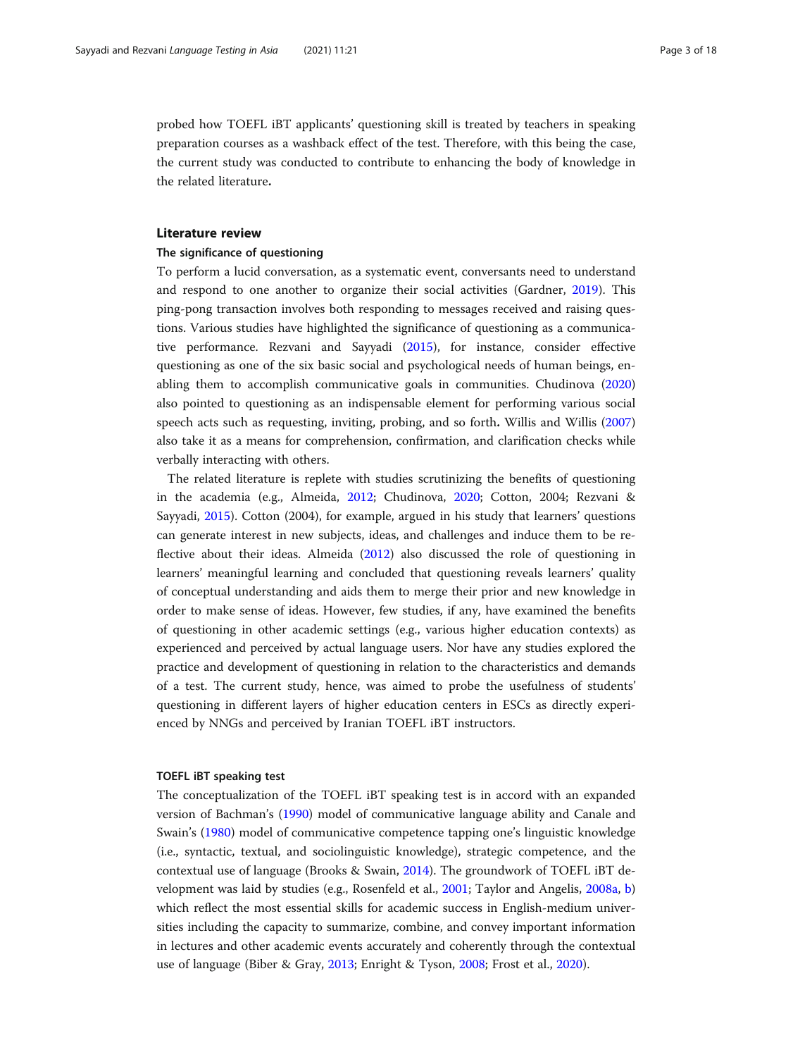probed how TOEFL iBT applicants' questioning skill is treated by teachers in speaking preparation courses as a washback effect of the test. Therefore, with this being the case, the current study was conducted to contribute to enhancing the body of knowledge in the related literature.

## Literature review

### The significance of questioning

To perform a lucid conversation, as a systematic event, conversants need to understand and respond to one another to organize their social activities (Gardner, 2019). This ping-pong transaction involves both responding to messages received and raising questions. Various studies have highlighted the significance of questioning as a communicative performance. Rezvani and Sayyadi (2015), for instance, consider effective questioning as one of the six basic social and psychological needs of human beings, enabling them to accomplish communicative goals in communities. Chudinova (2020) also pointed to questioning as an indispensable element for performing various social speech acts such as requesting, inviting, probing, and so forth. Willis and Willis (2007) also take it as a means for comprehension, confirmation, and clarification checks while verbally interacting with others.

The related literature is replete with studies scrutinizing the benefits of questioning in the academia (e.g., Almeida, 2012; Chudinova, 2020; Cotton, 2004; Rezvani & Sayyadi, 2015). Cotton (2004), for example, argued in his study that learners' questions can generate interest in new subjects, ideas, and challenges and induce them to be reflective about their ideas. Almeida (2012) also discussed the role of questioning in learners' meaningful learning and concluded that questioning reveals learners' quality of conceptual understanding and aids them to merge their prior and new knowledge in order to make sense of ideas. However, few studies, if any, have examined the benefits of questioning in other academic settings (e.g., various higher education contexts) as experienced and perceived by actual language users. Nor have any studies explored the practice and development of questioning in relation to the characteristics and demands of a test. The current study, hence, was aimed to probe the usefulness of students' questioning in different layers of higher education centers in ESCs as directly experienced by NNGs and perceived by Iranian TOEFL iBT instructors.

### TOEFL iBT speaking test

The conceptualization of the TOEFL iBT speaking test is in accord with an expanded version of Bachman's (1990) model of communicative language ability and Canale and Swain's (1980) model of communicative competence tapping one's linguistic knowledge (i.e., syntactic, textual, and sociolinguistic knowledge), strategic competence, and the contextual use of language (Brooks & Swain, 2014). The groundwork of TOEFL iBT development was laid by studies (e.g., Rosenfeld et al., 2001; Taylor and Angelis, 2008a, b) which reflect the most essential skills for academic success in English-medium universities including the capacity to summarize, combine, and convey important information in lectures and other academic events accurately and coherently through the contextual use of language (Biber & Gray, 2013; Enright & Tyson, 2008; Frost et al., 2020).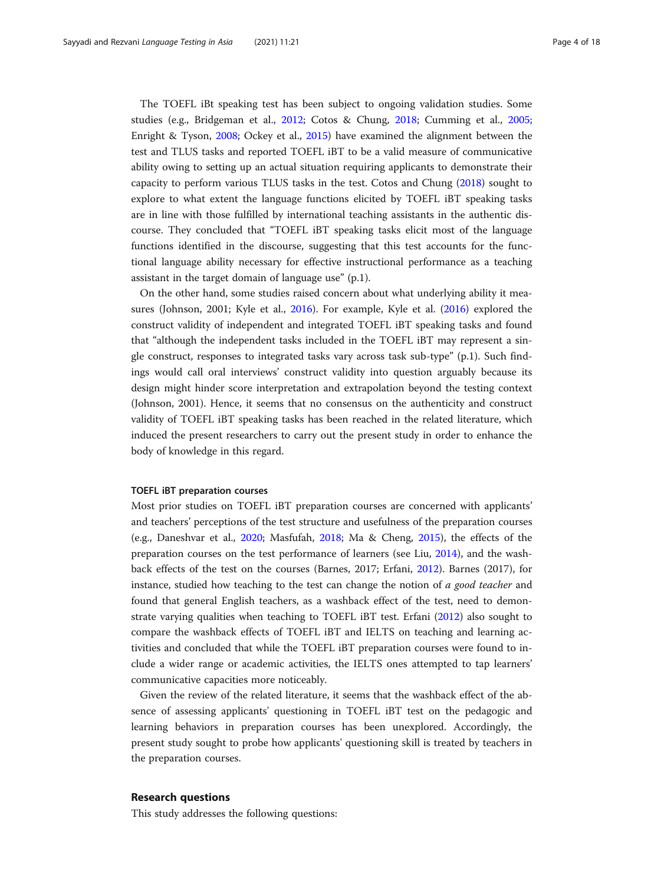The TOEFL iBt speaking test has been subject to ongoing validation studies. Some studies (e.g., Bridgeman et al., 2012; Cotos & Chung, 2018; Cumming et al., 2005; Enright & Tyson, 2008; Ockey et al., 2015) have examined the alignment between the test and TLUS tasks and reported TOEFL iBT to be a valid measure of communicative ability owing to setting up an actual situation requiring applicants to demonstrate their capacity to perform various TLUS tasks in the test. Cotos and Chung (2018) sought to explore to what extent the language functions elicited by TOEFL iBT speaking tasks are in line with those fulfilled by international teaching assistants in the authentic discourse. They concluded that "TOEFL iBT speaking tasks elicit most of the language functions identified in the discourse, suggesting that this test accounts for the functional language ability necessary for effective instructional performance as a teaching assistant in the target domain of language use" (p.1).

On the other hand, some studies raised concern about what underlying ability it measures (Johnson, 2001; Kyle et al., 2016). For example, Kyle et al. (2016) explored the construct validity of independent and integrated TOEFL iBT speaking tasks and found that "although the independent tasks included in the TOEFL iBT may represent a single construct, responses to integrated tasks vary across task sub-type" (p.1). Such findings would call oral interviews' construct validity into question arguably because its design might hinder score interpretation and extrapolation beyond the testing context (Johnson, 2001). Hence, it seems that no consensus on the authenticity and construct validity of TOEFL iBT speaking tasks has been reached in the related literature, which induced the present researchers to carry out the present study in order to enhance the body of knowledge in this regard.

#### TOEFL iBT preparation courses

Most prior studies on TOEFL iBT preparation courses are concerned with applicants' and teachers' perceptions of the test structure and usefulness of the preparation courses (e.g., Daneshvar et al., 2020; Masfufah, 2018; Ma & Cheng, 2015), the effects of the preparation courses on the test performance of learners (see Liu, 2014), and the washback effects of the test on the courses (Barnes, 2017; Erfani, 2012). Barnes (2017), for instance, studied how teaching to the test can change the notion of *a good teacher* and found that general English teachers, as a washback effect of the test, need to demonstrate varying qualities when teaching to TOEFL iBT test. Erfani (2012) also sought to compare the washback effects of TOEFL iBT and IELTS on teaching and learning activities and concluded that while the TOEFL iBT preparation courses were found to include a wider range or academic activities, the IELTS ones attempted to tap learners' communicative capacities more noticeably.

Given the review of the related literature, it seems that the washback effect of the absence of assessing applicants' questioning in TOEFL iBT test on the pedagogic and learning behaviors in preparation courses has been unexplored. Accordingly, the present study sought to probe how applicants' questioning skill is treated by teachers in the preparation courses.

### Research questions

This study addresses the following questions: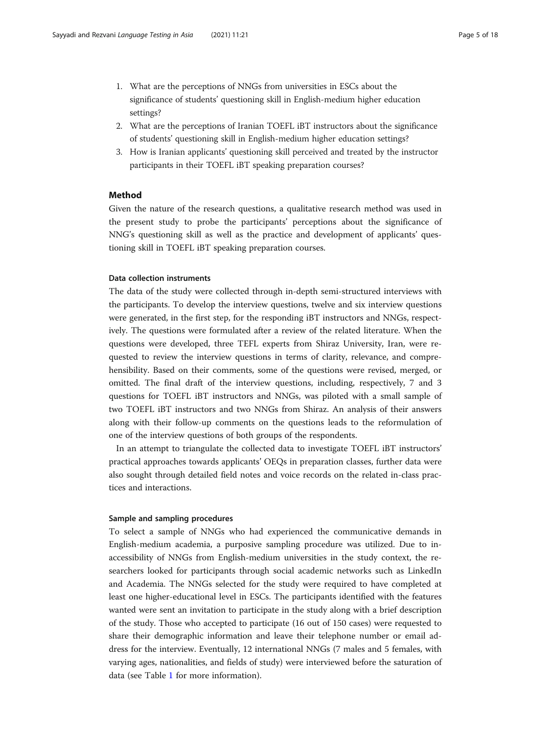1. What are the perceptions of NNGs from universities in ESCs about the significance of students' questioning skill in English-medium higher education settings?
2. What are the perceptions of Iranian TOEFL iBT instructors about the significance of students' questioning skill in English-medium higher education settings?
3. How is Iranian applicants' questioning skill perceived and treated by the instructor participants in their TOEFL iBT speaking preparation courses?

## Method

Given the nature of the research questions, a qualitative research method was used in the present study to probe the participants' perceptions about the significance of NNG's questioning skill as well as the practice and development of applicants' questioning skill in TOEFL iBT speaking preparation courses.

### Data collection instruments

The data of the study were collected through in-depth semi-structured interviews with the participants. To develop the interview questions, twelve and six interview questions were generated, in the first step, for the responding iBT instructors and NNGs, respectively. The questions were formulated after a review of the related literature. When the questions were developed, three TEFL experts from Shiraz University, Iran, were requested to review the interview questions in terms of clarity, relevance, and comprehensibility. Based on their comments, some of the questions were revised, merged, or omitted. The final draft of the interview questions, including, respectively, 7 and 3 questions for TOEFL iBT instructors and NNGs, was piloted with a small sample of two TOEFL iBT instructors and two NNGs from Shiraz. An analysis of their answers along with their follow-up comments on the questions leads to the reformulation of one of the interview questions of both groups of the respondents.

In an attempt to triangulate the collected data to investigate TOEFL iBT instructors' practical approaches towards applicants' OEQs in preparation classes, further data were also sought through detailed field notes and voice records on the related in-class practices and interactions.

### Sample and sampling procedures

To select a sample of NNGs who had experienced the communicative demands in English-medium academia, a purposive sampling procedure was utilized. Due to inaccessibility of NNGs from English-medium universities in the study context, the researchers looked for participants through social academic networks such as LinkedIn and Academia. The NNGs selected for the study were required to have completed at least one higher-educational level in ESCs. The participants identified with the features wanted were sent an invitation to participate in the study along with a brief description of the study. Those who accepted to participate (16 out of 150 cases) were requested to share their demographic information and leave their telephone number or email address for the interview. Eventually, 12 international NNGs (7 males and 5 females, with varying ages, nationalities, and fields of study) were interviewed before the saturation of data (see Table 1 for more information).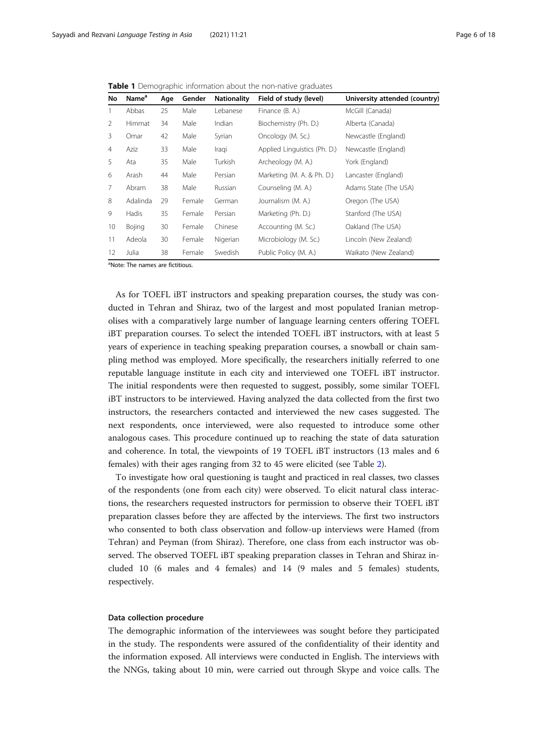**Table 1** Demographic information about the non-native graduates

| No | Name[a] | Age | Gender | Nationality | Field of study (level) | University attended (country) |
|---|---|---|---|---|---|---|
| 1 | Abbas | 25 | Male | Lebanese | Finance (B. A.) | McGill (Canada) |
| 2 | Himmat | 34 | Male | Indian | Biochemistry (Ph. D.) | Alberta (Canada) |
| 3 | Omar | 42 | Male | Syrian | Oncology (M. Sc.) | Newcastle (England) |
| 4 | Aziz | 33 | Male | Iraqi | Applied Linguistics (Ph. D.) | Newcastle (England) |
| 5 | Ata | 35 | Male | Turkish | Archeology (M. A.) | York (England) |
| 6 | Arash | 44 | Male | Persian | Marketing (M. A. & Ph. D.) | Lancaster (England) |
| 7 | Abram | 38 | Male | Russian | Counseling (M. A.) | Adams State (The USA) |
| 8 | Adalinda | 29 | Female | German | Journalism (M. A.) | Oregon (The USA) |
| 9 | Hadis | 35 | Female | Persian | Marketing (Ph. D.) | Stanford (The USA) |
| 10 | Bojing | 30 | Female | Chinese | Accounting (M. Sc.) | Oakland (The USA) |
| 11 | Adeola | 30 | Female | Nigerian | Microbiology (M. Sc.) | Lincoln (New Zealand) |
| 12 | Julia | 38 | Female | Swedish | Public Policy (M. A.) | Waikato (New Zealand) |

[a]Note: The names are fictitious.

As for TOEFL iBT instructors and speaking preparation courses, the study was conducted in Tehran and Shiraz, two of the largest and most populated Iranian metropolises with a comparatively large number of language learning centers offering TOEFL iBT preparation courses. To select the intended TOEFL iBT instructors, with at least 5 years of experience in teaching speaking preparation courses, a snowball or chain sampling method was employed. More specifically, the researchers initially referred to one reputable language institute in each city and interviewed one TOEFL iBT instructor. The initial respondents were then requested to suggest, possibly, some similar TOEFL iBT instructors to be interviewed. Having analyzed the data collected from the first two instructors, the researchers contacted and interviewed the new cases suggested. The next respondents, once interviewed, were also requested to introduce some other analogous cases. This procedure continued up to reaching the state of data saturation and coherence. In total, the viewpoints of 19 TOEFL iBT instructors (13 males and 6 females) with their ages ranging from 32 to 45 were elicited (see Table 2).

To investigate how oral questioning is taught and practiced in real classes, two classes of the respondents (one from each city) were observed. To elicit natural class interactions, the researchers requested instructors for permission to observe their TOEFL iBT preparation classes before they are affected by the interviews. The first two instructors who consented to both class observation and follow-up interviews were Hamed (from Tehran) and Peyman (from Shiraz). Therefore, one class from each instructor was observed. The observed TOEFL iBT speaking preparation classes in Tehran and Shiraz included 10 (6 males and 4 females) and 14 (9 males and 5 females) students, respectively.

### Data collection procedure

The demographic information of the interviewees was sought before they participated in the study. The respondents were assured of the confidentiality of their identity and the information exposed. All interviews were conducted in English. The interviews with the NNGs, taking about 10 min, were carried out through Skype and voice calls. The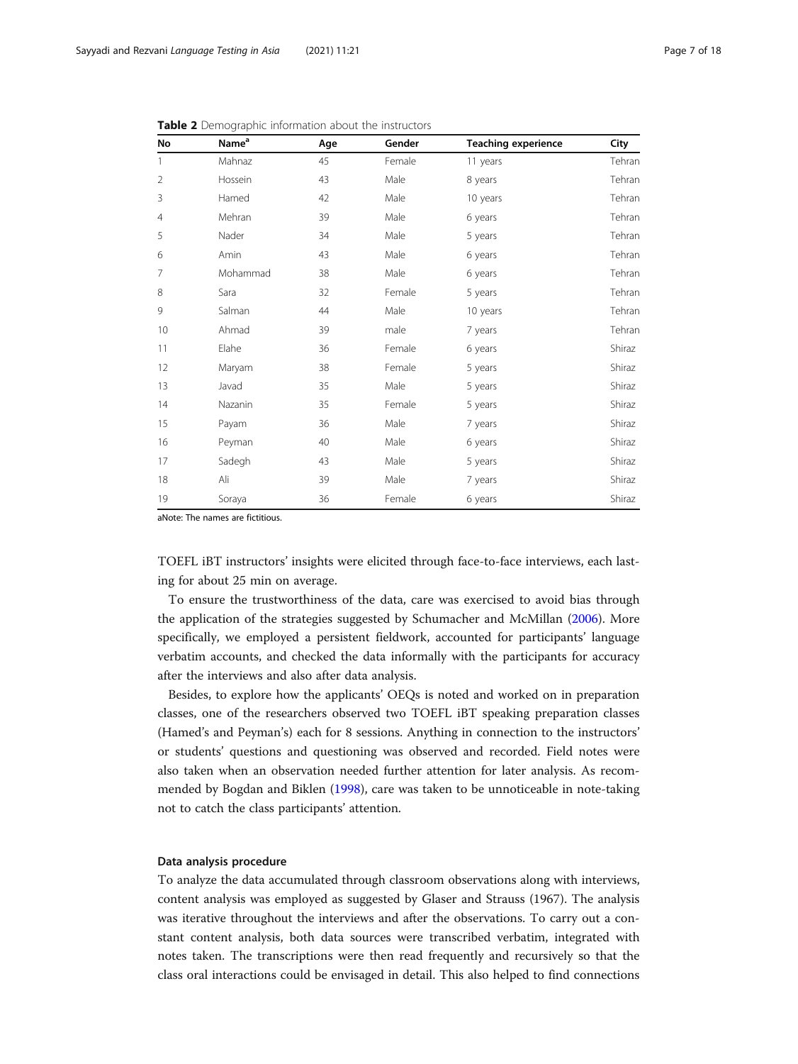**Table 2** Demographic information about the instructors

| No | Name[a] | Age | Gender | Teaching experience | City |
|---|---|---|---|---|---|
| 1 | Mahnaz | 45 | Female | 11 years | Tehran |
| 2 | Hossein | 43 | Male | 8 years | Tehran |
| 3 | Hamed | 42 | Male | 10 years | Tehran |
| 4 | Mehran | 39 | Male | 6 years | Tehran |
| 5 | Nader | 34 | Male | 5 years | Tehran |
| 6 | Amin | 43 | Male | 6 years | Tehran |
| 7 | Mohammad | 38 | Male | 6 years | Tehran |
| 8 | Sara | 32 | Female | 5 years | Tehran |
| 9 | Salman | 44 | Male | 10 years | Tehran |
| 10 | Ahmad | 39 | male | 7 years | Tehran |
| 11 | Elahe | 36 | Female | 6 years | Shiraz |
| 12 | Maryam | 38 | Female | 5 years | Shiraz |
| 13 | Javad | 35 | Male | 5 years | Shiraz |
| 14 | Nazanin | 35 | Female | 5 years | Shiraz |
| 15 | Payam | 36 | Male | 7 years | Shiraz |
| 16 | Peyman | 40 | Male | 6 years | Shiraz |
| 17 | Sadegh | 43 | Male | 5 years | Shiraz |
| 18 | Ali | 39 | Male | 7 years | Shiraz |
| 19 | Soraya | 36 | Female | 6 years | Shiraz |

aNote: The names are fictitious.

TOEFL iBT instructors' insights were elicited through face-to-face interviews, each lasting for about 25 min on average.

To ensure the trustworthiness of the data, care was exercised to avoid bias through the application of the strategies suggested by Schumacher and McMillan (2006). More specifically, we employed a persistent fieldwork, accounted for participants' language verbatim accounts, and checked the data informally with the participants for accuracy after the interviews and also after data analysis.

Besides, to explore how the applicants' OEQs is noted and worked on in preparation classes, one of the researchers observed two TOEFL iBT speaking preparation classes (Hamed's and Peyman's) each for 8 sessions. Anything in connection to the instructors' or students' questions and questioning was observed and recorded. Field notes were also taken when an observation needed further attention for later analysis. As recommended by Bogdan and Biklen (1998), care was taken to be unnoticeable in note-taking not to catch the class participants' attention.

#### Data analysis procedure

To analyze the data accumulated through classroom observations along with interviews, content analysis was employed as suggested by Glaser and Strauss (1967). The analysis was iterative throughout the interviews and after the observations. To carry out a constant content analysis, both data sources were transcribed verbatim, integrated with notes taken. The transcriptions were then read frequently and recursively so that the class oral interactions could be envisaged in detail. This also helped to find connections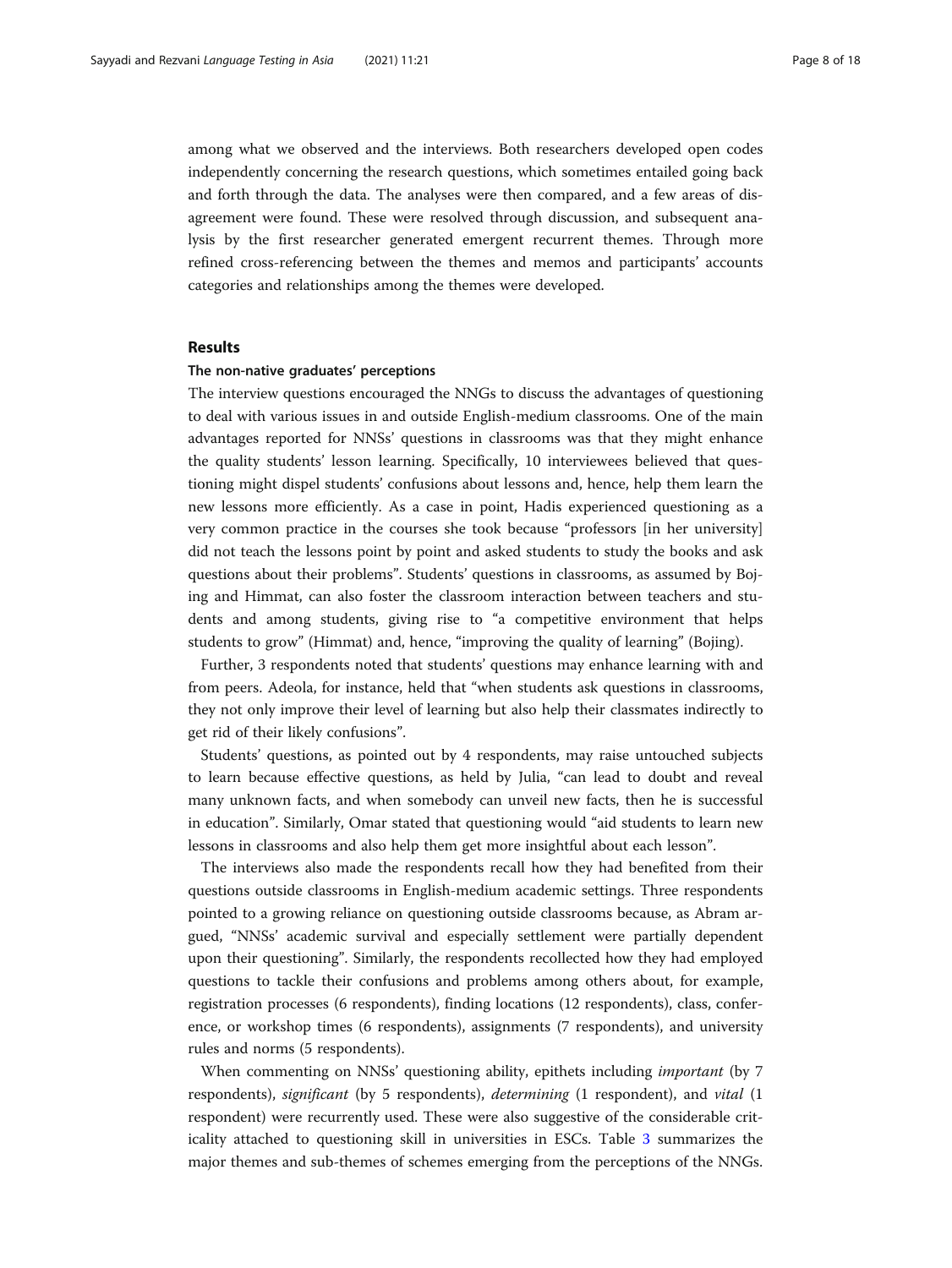among what we observed and the interviews. Both researchers developed open codes independently concerning the research questions, which sometimes entailed going back and forth through the data. The analyses were then compared, and a few areas of disagreement were found. These were resolved through discussion, and subsequent analysis by the first researcher generated emergent recurrent themes. Through more refined cross-referencing between the themes and memos and participants' accounts categories and relationships among the themes were developed.

## Results

### The non-native graduates' perceptions

The interview questions encouraged the NNGs to discuss the advantages of questioning to deal with various issues in and outside English-medium classrooms. One of the main advantages reported for NNSs' questions in classrooms was that they might enhance the quality students' lesson learning. Specifically, 10 interviewees believed that questioning might dispel students' confusions about lessons and, hence, help them learn the new lessons more efficiently. As a case in point, Hadis experienced questioning as a very common practice in the courses she took because "professors [in her university] did not teach the lessons point by point and asked students to study the books and ask questions about their problems". Students' questions in classrooms, as assumed by Bojing and Himmat, can also foster the classroom interaction between teachers and students and among students, giving rise to "a competitive environment that helps students to grow" (Himmat) and, hence, "improving the quality of learning" (Bojing).

Further, 3 respondents noted that students' questions may enhance learning with and from peers. Adeola, for instance, held that "when students ask questions in classrooms, they not only improve their level of learning but also help their classmates indirectly to get rid of their likely confusions".

Students' questions, as pointed out by 4 respondents, may raise untouched subjects to learn because effective questions, as held by Julia, "can lead to doubt and reveal many unknown facts, and when somebody can unveil new facts, then he is successful in education". Similarly, Omar stated that questioning would "aid students to learn new lessons in classrooms and also help them get more insightful about each lesson".

The interviews also made the respondents recall how they had benefited from their questions outside classrooms in English-medium academic settings. Three respondents pointed to a growing reliance on questioning outside classrooms because, as Abram argued, "NNSs' academic survival and especially settlement were partially dependent upon their questioning". Similarly, the respondents recollected how they had employed questions to tackle their confusions and problems among others about, for example, registration processes (6 respondents), finding locations (12 respondents), class, conference, or workshop times (6 respondents), assignments (7 respondents), and university rules and norms (5 respondents).

When commenting on NNSs' questioning ability, epithets including *important* (by 7 respondents), *significant* (by 5 respondents), *determining* (1 respondent), and *vital* (1 respondent) were recurrently used. These were also suggestive of the considerable criticality attached to questioning skill in universities in ESCs. Table 3 summarizes the major themes and sub-themes of schemes emerging from the perceptions of the NNGs.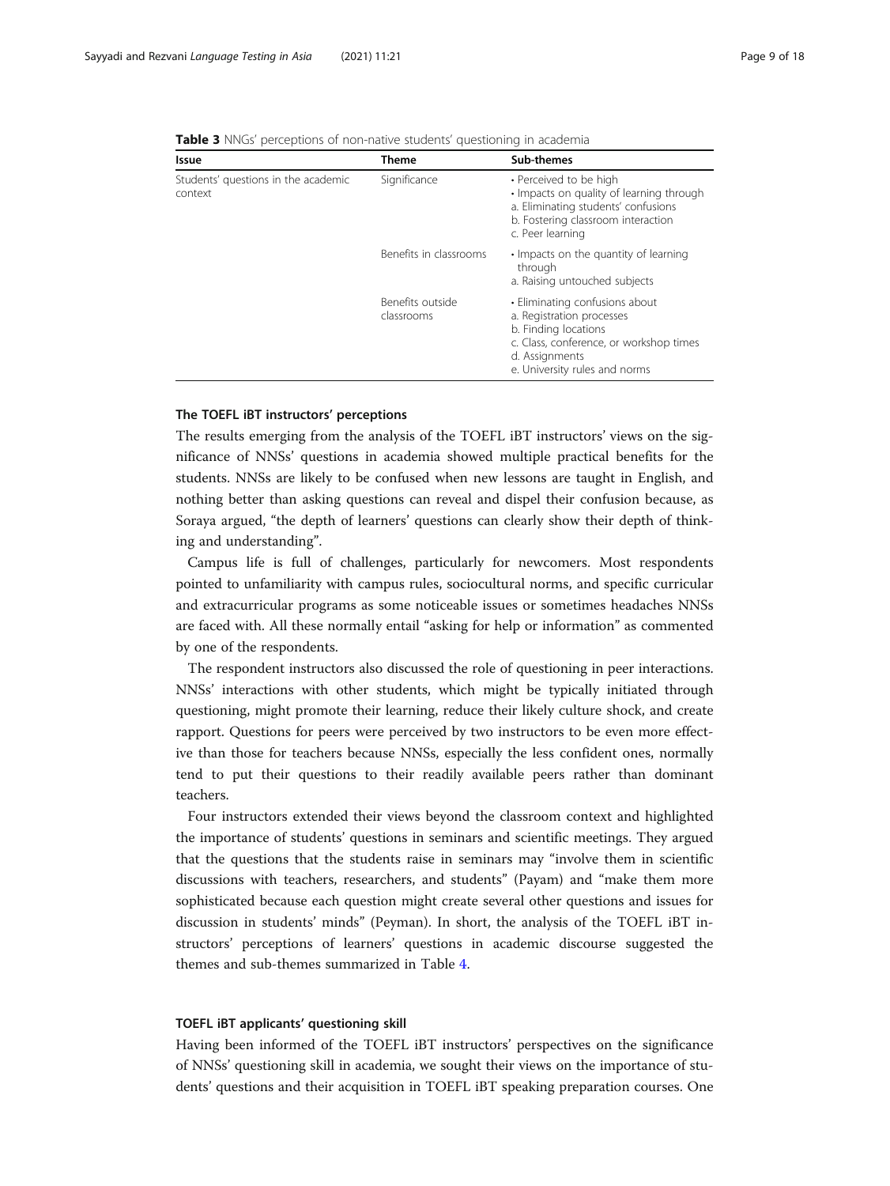**Table 3** NNGs' perceptions of non-native students' questioning in academia

| Issue | Theme | Sub-themes |
|---|---|---|
| Students' questions in the academic context | Significance | • Perceived to be high<br>• Impacts on quality of learning through<br>a. Eliminating students' confusions<br>b. Fostering classroom interaction<br>c. Peer learning |
| | Benefits in classrooms | • Impacts on the quantity of learning through<br>a. Raising untouched subjects |
| | Benefits outside classrooms | • Eliminating confusions about<br>a. Registration processes<br>b. Finding locations<br>c. Class, conference, or workshop times<br>d. Assignments<br>e. University rules and norms |

### The TOEFL iBT instructors' perceptions

The results emerging from the analysis of the TOEFL iBT instructors' views on the significance of NNSs' questions in academia showed multiple practical benefits for the students. NNSs are likely to be confused when new lessons are taught in English, and nothing better than asking questions can reveal and dispel their confusion because, as Soraya argued, "the depth of learners' questions can clearly show their depth of thinking and understanding".

Campus life is full of challenges, particularly for newcomers. Most respondents pointed to unfamiliarity with campus rules, sociocultural norms, and specific curricular and extracurricular programs as some noticeable issues or sometimes headaches NNSs are faced with. All these normally entail "asking for help or information" as commented by one of the respondents.

The respondent instructors also discussed the role of questioning in peer interactions. NNSs' interactions with other students, which might be typically initiated through questioning, might promote their learning, reduce their likely culture shock, and create rapport. Questions for peers were perceived by two instructors to be even more effective than those for teachers because NNSs, especially the less confident ones, normally tend to put their questions to their readily available peers rather than dominant teachers.

Four instructors extended their views beyond the classroom context and highlighted the importance of students' questions in seminars and scientific meetings. They argued that the questions that the students raise in seminars may "involve them in scientific discussions with teachers, researchers, and students" (Payam) and "make them more sophisticated because each question might create several other questions and issues for discussion in students' minds" (Peyman). In short, the analysis of the TOEFL iBT instructors' perceptions of learners' questions in academic discourse suggested the themes and sub-themes summarized in Table 4.

### TOEFL iBT applicants' questioning skill

Having been informed of the TOEFL iBT instructors' perspectives on the significance of NNSs' questioning skill in academia, we sought their views on the importance of students' questions and their acquisition in TOEFL iBT speaking preparation courses. One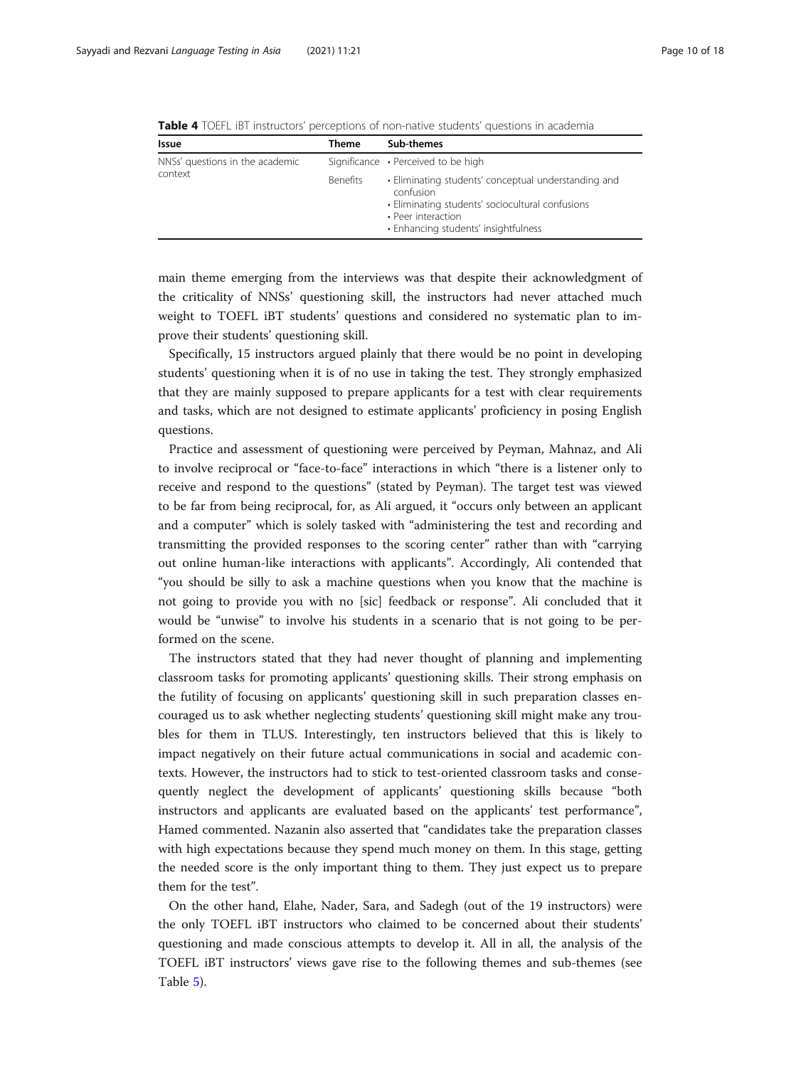**Table 4** TOEFL iBT instructors' perceptions of non-native students' questions in academia

| Issue | Theme | Sub-themes |
|---|---|---|
| NNSs' questions in the academic context | Significance | • Perceived to be high |
| | Benefits | • Eliminating students' conceptual understanding and confusion<br>• Eliminating students' sociocultural confusions<br>• Peer interaction<br>• Enhancing students' insightfulness |

main theme emerging from the interviews was that despite their acknowledgment of the criticality of NNSs' questioning skill, the instructors had never attached much weight to TOEFL iBT students' questions and considered no systematic plan to improve their students' questioning skill.

Specifically, 15 instructors argued plainly that there would be no point in developing students' questioning when it is of no use in taking the test. They strongly emphasized that they are mainly supposed to prepare applicants for a test with clear requirements and tasks, which are not designed to estimate applicants' proficiency in posing English questions.

Practice and assessment of questioning were perceived by Peyman, Mahnaz, and Ali to involve reciprocal or "face-to-face" interactions in which "there is a listener only to receive and respond to the questions" (stated by Peyman). The target test was viewed to be far from being reciprocal, for, as Ali argued, it "occurs only between an applicant and a computer" which is solely tasked with "administering the test and recording and transmitting the provided responses to the scoring center" rather than with "carrying out online human-like interactions with applicants". Accordingly, Ali contended that "you should be silly to ask a machine questions when you know that the machine is not going to provide you with no [sic] feedback or response". Ali concluded that it would be "unwise" to involve his students in a scenario that is not going to be performed on the scene.

The instructors stated that they had never thought of planning and implementing classroom tasks for promoting applicants' questioning skills. Their strong emphasis on the futility of focusing on applicants' questioning skill in such preparation classes encouraged us to ask whether neglecting students' questioning skill might make any troubles for them in TLUS. Interestingly, ten instructors believed that this is likely to impact negatively on their future actual communications in social and academic contexts. However, the instructors had to stick to test-oriented classroom tasks and consequently neglect the development of applicants' questioning skills because "both instructors and applicants are evaluated based on the applicants' test performance", Hamed commented. Nazanin also asserted that "candidates take the preparation classes with high expectations because they spend much money on them. In this stage, getting the needed score is the only important thing to them. They just expect us to prepare them for the test".

On the other hand, Elahe, Nader, Sara, and Sadegh (out of the 19 instructors) were the only TOEFL iBT instructors who claimed to be concerned about their students' questioning and made conscious attempts to develop it. All in all, the analysis of the TOEFL iBT instructors' views gave rise to the following themes and sub-themes (see Table 5).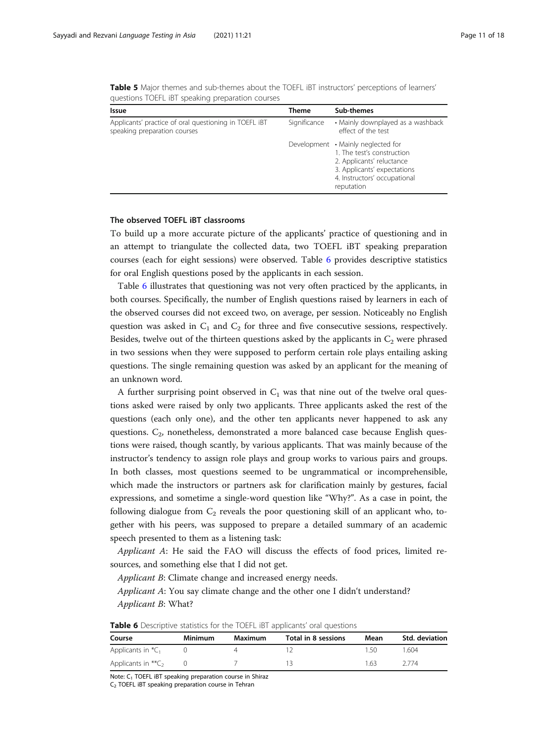**Table 5** Major themes and sub-themes about the TOEFL iBT instructors' perceptions of learners' questions TOEFL iBT speaking preparation courses

| Issue | Theme | Sub-themes |
|---|---|---|
| Applicants' practice of oral questioning in TOEFL iBT speaking preparation courses | Significance | • Mainly downplayed as a washback effect of the test |
| | Development | • Mainly neglected for<br>1. The test's construction<br>2. Applicants' reluctance<br>3. Applicants' expectations<br>4. Instructors' occupational reputation |

### The observed TOEFL iBT classrooms

To build up a more accurate picture of the applicants' practice of questioning and in an attempt to triangulate the collected data, two TOEFL iBT speaking preparation courses (each for eight sessions) were observed. Table 6 provides descriptive statistics for oral English questions posed by the applicants in each session.

Table 6 illustrates that questioning was not very often practiced by the applicants, in both courses. Specifically, the number of English questions raised by learners in each of the observed courses did not exceed two, on average, per session. Noticeably no English question was asked in $C_1$ and $C_2$ for three and five consecutive sessions, respectively. Besides, twelve out of the thirteen questions asked by the applicants in $C_2$ were phrased in two sessions when they were supposed to perform certain role plays entailing asking questions. The single remaining question was asked by an applicant for the meaning of an unknown word.

A further surprising point observed in $C_1$ was that nine out of the twelve oral questions asked were raised by only two applicants. Three applicants asked the rest of the questions (each only one), and the other ten applicants never happened to ask any questions. $C_2$, nonetheless, demonstrated a more balanced case because English questions were raised, though scantly, by various applicants. That was mainly because of the instructor's tendency to assign role plays and group works to various pairs and groups. In both classes, most questions seemed to be ungrammatical or incomprehensible, which made the instructors or partners ask for clarification mainly by gestures, facial expressions, and sometime a single-word question like "Why?". As a case in point, the following dialogue from $C_2$ reveals the poor questioning skill of an applicant who, together with his peers, was supposed to prepare a detailed summary of an academic speech presented to them as a listening task:

*Applicant A*: He said the FAO will discuss the effects of food prices, limited resources, and something else that I did not get.

*Applicant B*: Climate change and increased energy needs.

*Applicant A*: You say climate change and the other one I didn't understand?

*Applicant B*: What?

**Table 6** Descriptive statistics for the TOEFL iBT applicants' oral questions

| Course | Minimum | Maximum | Total in 8 sessions | Mean | Std. deviation |
|---|---|---|---|---|---|
| Applicants in *$C_1$ | 0 | 4 | 12 | 1.50 | 1.604 |
| Applicants in **$C_2$ | 0 | 7 | 13 | 1.63 | 2.774 |

Note: $C_1$ TOEFL iBT speaking preparation course in Shiraz
$C_2$ TOEFL iBT speaking preparation course in Tehran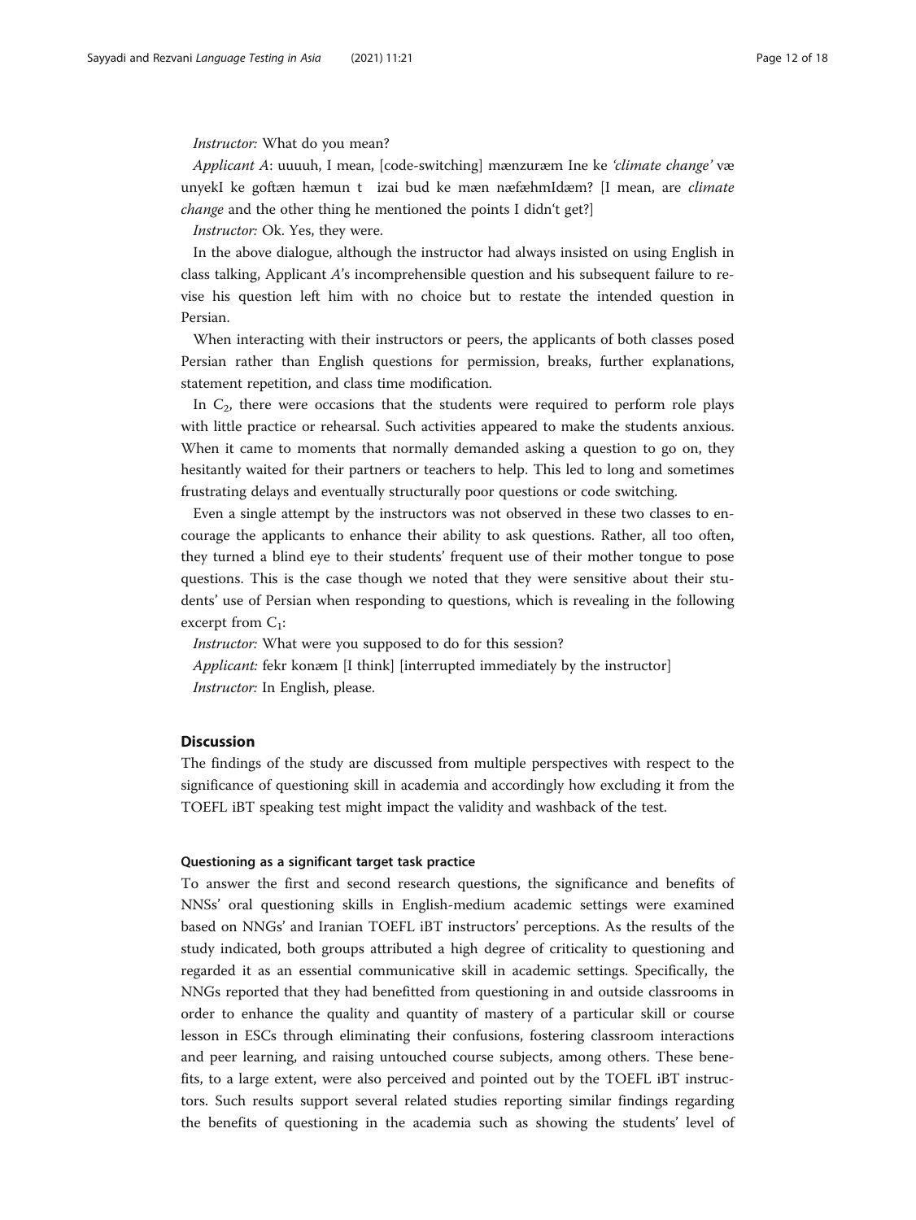*Instructor:* What do you mean?

*Applicant A*: uuuuh, I mean, [code-switching] mænzuræm Ine ke *'climate change'* væ unyekI ke goftæn hæmun t izai bud ke mæn næfæhmIdæm? [I mean, are *climate change* and the other thing he mentioned the points I didn't get?]

*Instructor:* Ok. Yes, they were.

In the above dialogue, although the instructor had always insisted on using English in class talking, Applicant *A*'s incomprehensible question and his subsequent failure to revise his question left him with no choice but to restate the intended question in Persian.

When interacting with their instructors or peers, the applicants of both classes posed Persian rather than English questions for permission, breaks, further explanations, statement repetition, and class time modification.

In $C_2$, there were occasions that the students were required to perform role plays with little practice or rehearsal. Such activities appeared to make the students anxious. When it came to moments that normally demanded asking a question to go on, they hesitantly waited for their partners or teachers to help. This led to long and sometimes frustrating delays and eventually structurally poor questions or code switching.

Even a single attempt by the instructors was not observed in these two classes to encourage the applicants to enhance their ability to ask questions. Rather, all too often, they turned a blind eye to their students' frequent use of their mother tongue to pose questions. This is the case though we noted that they were sensitive about their students' use of Persian when responding to questions, which is revealing in the following excerpt from $C_1$:

*Instructor:* What were you supposed to do for this session?

*Applicant:* fekr konæm [I think] [interrupted immediately by the instructor]

*Instructor:* In English, please.

## Discussion

The findings of the study are discussed from multiple perspectives with respect to the significance of questioning skill in academia and accordingly how excluding it from the TOEFL iBT speaking test might impact the validity and washback of the test.

### Questioning as a significant target task practice

To answer the first and second research questions, the significance and benefits of NNSs' oral questioning skills in English-medium academic settings were examined based on NNGs' and Iranian TOEFL iBT instructors' perceptions. As the results of the study indicated, both groups attributed a high degree of criticality to questioning and regarded it as an essential communicative skill in academic settings. Specifically, the NNGs reported that they had benefitted from questioning in and outside classrooms in order to enhance the quality and quantity of mastery of a particular skill or course lesson in ESCs through eliminating their confusions, fostering classroom interactions and peer learning, and raising untouched course subjects, among others. These benefits, to a large extent, were also perceived and pointed out by the TOEFL iBT instructors. Such results support several related studies reporting similar findings regarding the benefits of questioning in the academia such as showing the students' level of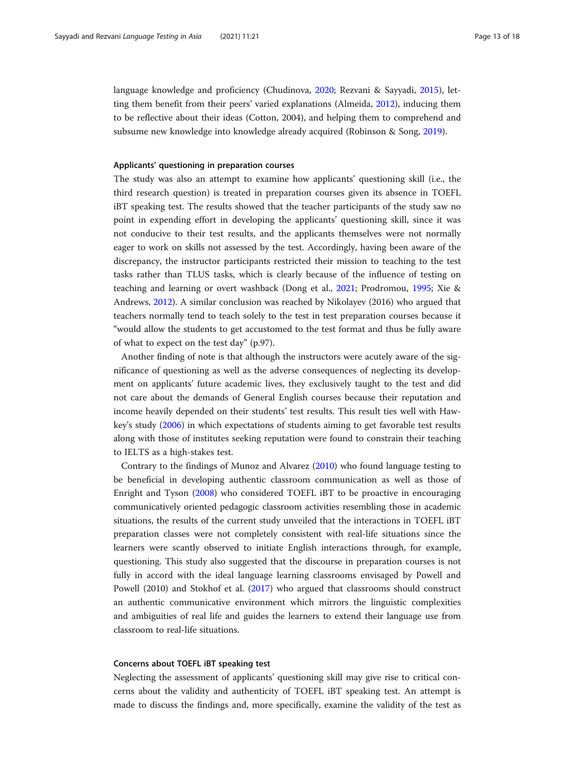language knowledge and proficiency (Chudinova, 2020; Rezvani & Sayyadi, 2015), letting them benefit from their peers' varied explanations (Almeida, 2012), inducing them to be reflective about their ideas (Cotton, 2004), and helping them to comprehend and subsume new knowledge into knowledge already acquired (Robinson & Song, 2019).

#### Applicants' questioning in preparation courses

The study was also an attempt to examine how applicants' questioning skill (i.e., the third research question) is treated in preparation courses given its absence in TOEFL iBT speaking test. The results showed that the teacher participants of the study saw no point in expending effort in developing the applicants' questioning skill, since it was not conducive to their test results, and the applicants themselves were not normally eager to work on skills not assessed by the test. Accordingly, having been aware of the discrepancy, the instructor participants restricted their mission to teaching to the test tasks rather than TLUS tasks, which is clearly because of the influence of testing on teaching and learning or overt washback (Dong et al., 2021; Prodromou, 1995; Xie & Andrews, 2012). A similar conclusion was reached by Nikolayev (2016) who argued that teachers normally tend to teach solely to the test in test preparation courses because it "would allow the students to get accustomed to the test format and thus be fully aware of what to expect on the test day" (p.97).

Another finding of note is that although the instructors were acutely aware of the significance of questioning as well as the adverse consequences of neglecting its development on applicants' future academic lives, they exclusively taught to the test and did not care about the demands of General English courses because their reputation and income heavily depended on their students' test results. This result ties well with Hawkey's study (2006) in which expectations of students aiming to get favorable test results along with those of institutes seeking reputation were found to constrain their teaching to IELTS as a high-stakes test.

Contrary to the findings of Munoz and Alvarez (2010) who found language testing to be beneficial in developing authentic classroom communication as well as those of Enright and Tyson (2008) who considered TOEFL iBT to be proactive in encouraging communicatively oriented pedagogic classroom activities resembling those in academic situations, the results of the current study unveiled that the interactions in TOEFL iBT preparation classes were not completely consistent with real-life situations since the learners were scantly observed to initiate English interactions through, for example, questioning. This study also suggested that the discourse in preparation courses is not fully in accord with the ideal language learning classrooms envisaged by Powell and Powell (2010) and Stokhof et al. (2017) who argued that classrooms should construct an authentic communicative environment which mirrors the linguistic complexities and ambiguities of real life and guides the learners to extend their language use from classroom to real-life situations.

#### Concerns about TOEFL iBT speaking test

Neglecting the assessment of applicants' questioning skill may give rise to critical concerns about the validity and authenticity of TOEFL iBT speaking test. An attempt is made to discuss the findings and, more specifically, examine the validity of the test as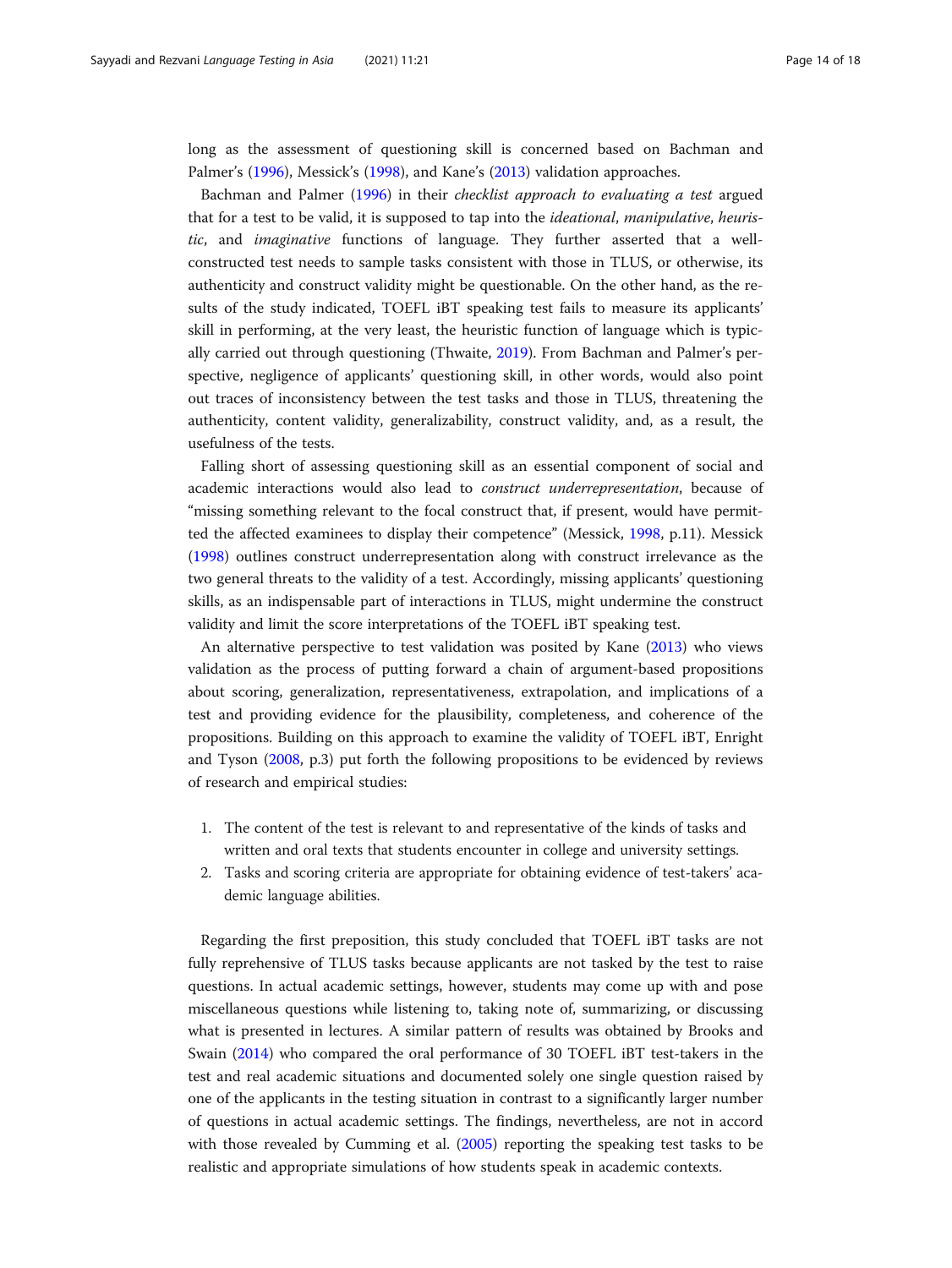long as the assessment of questioning skill is concerned based on Bachman and Palmer's (1996), Messick's (1998), and Kane's (2013) validation approaches.

Bachman and Palmer (1996) in their *checklist approach to evaluating a test* argued that for a test to be valid, it is supposed to tap into the *ideational*, *manipulative*, *heuristic*, and *imaginative* functions of language. They further asserted that a well-constructed test needs to sample tasks consistent with those in TLUS, or otherwise, its authenticity and construct validity might be questionable. On the other hand, as the results of the study indicated, TOEFL iBT speaking test fails to measure its applicants' skill in performing, at the very least, the heuristic function of language which is typically carried out through questioning (Thwaite, 2019). From Bachman and Palmer's perspective, negligence of applicants' questioning skill, in other words, would also point out traces of inconsistency between the test tasks and those in TLUS, threatening the authenticity, content validity, generalizability, construct validity, and, as a result, the usefulness of the tests.

Falling short of assessing questioning skill as an essential component of social and academic interactions would also lead to *construct underrepresentation*, because of "missing something relevant to the focal construct that, if present, would have permitted the affected examinees to display their competence" (Messick, 1998, p.11). Messick (1998) outlines construct underrepresentation along with construct irrelevance as the two general threats to the validity of a test. Accordingly, missing applicants' questioning skills, as an indispensable part of interactions in TLUS, might undermine the construct validity and limit the score interpretations of the TOEFL iBT speaking test.

An alternative perspective to test validation was posited by Kane (2013) who views validation as the process of putting forward a chain of argument-based propositions about scoring, generalization, representativeness, extrapolation, and implications of a test and providing evidence for the plausibility, completeness, and coherence of the propositions. Building on this approach to examine the validity of TOEFL iBT, Enright and Tyson (2008, p.3) put forth the following propositions to be evidenced by reviews of research and empirical studies:

1. The content of the test is relevant to and representative of the kinds of tasks and written and oral texts that students encounter in college and university settings.
2. Tasks and scoring criteria are appropriate for obtaining evidence of test-takers' academic language abilities.

Regarding the first preposition, this study concluded that TOEFL iBT tasks are not fully reprehensive of TLUS tasks because applicants are not tasked by the test to raise questions. In actual academic settings, however, students may come up with and pose miscellaneous questions while listening to, taking note of, summarizing, or discussing what is presented in lectures. A similar pattern of results was obtained by Brooks and Swain (2014) who compared the oral performance of 30 TOEFL iBT test-takers in the test and real academic situations and documented solely one single question raised by one of the applicants in the testing situation in contrast to a significantly larger number of questions in actual academic settings. The findings, nevertheless, are not in accord with those revealed by Cumming et al. (2005) reporting the speaking test tasks to be realistic and appropriate simulations of how students speak in academic contexts.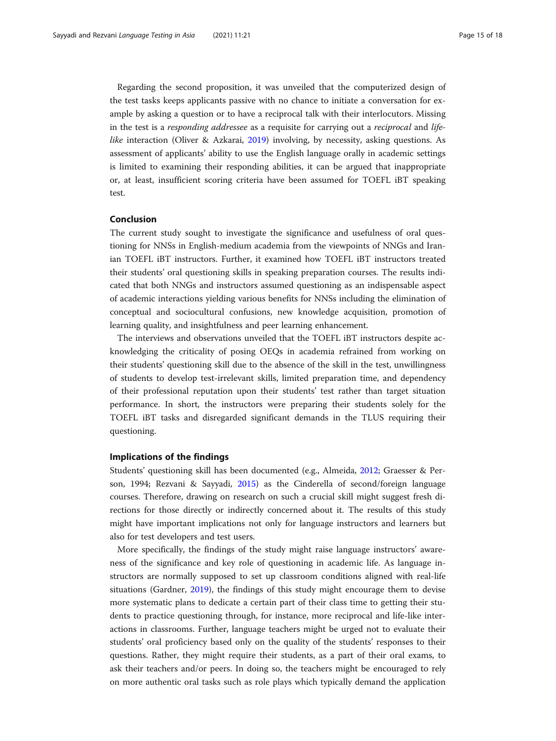Regarding the second proposition, it was unveiled that the computerized design of the test tasks keeps applicants passive with no chance to initiate a conversation for example by asking a question or to have a reciprocal talk with their interlocutors. Missing in the test is a *responding addressee* as a requisite for carrying out a *reciprocal* and *life-like* interaction (Oliver & Azkarai, 2019) involving, by necessity, asking questions. As assessment of applicants' ability to use the English language orally in academic settings is limited to examining their responding abilities, it can be argued that inappropriate or, at least, insufficient scoring criteria have been assumed for TOEFL iBT speaking test.

## Conclusion

The current study sought to investigate the significance and usefulness of oral questioning for NNSs in English-medium academia from the viewpoints of NNGs and Iranian TOEFL iBT instructors. Further, it examined how TOEFL iBT instructors treated their students' oral questioning skills in speaking preparation courses. The results indicated that both NNGs and instructors assumed questioning as an indispensable aspect of academic interactions yielding various benefits for NNSs including the elimination of conceptual and sociocultural confusions, new knowledge acquisition, promotion of learning quality, and insightfulness and peer learning enhancement.

The interviews and observations unveiled that the TOEFL iBT instructors despite acknowledging the criticality of posing OEQs in academia refrained from working on their students' questioning skill due to the absence of the skill in the test, unwillingness of students to develop test-irrelevant skills, limited preparation time, and dependency of their professional reputation upon their students' test rather than target situation performance. In short, the instructors were preparing their students solely for the TOEFL iBT tasks and disregarded significant demands in the TLUS requiring their questioning.

## Implications of the findings

Students' questioning skill has been documented (e.g., Almeida, 2012; Graesser & Person, 1994; Rezvani & Sayyadi, 2015) as the Cinderella of second/foreign language courses. Therefore, drawing on research on such a crucial skill might suggest fresh directions for those directly or indirectly concerned about it. The results of this study might have important implications not only for language instructors and learners but also for test developers and test users.

More specifically, the findings of the study might raise language instructors' awareness of the significance and key role of questioning in academic life. As language instructors are normally supposed to set up classroom conditions aligned with real-life situations (Gardner, 2019), the findings of this study might encourage them to devise more systematic plans to dedicate a certain part of their class time to getting their students to practice questioning through, for instance, more reciprocal and life-like interactions in classrooms. Further, language teachers might be urged not to evaluate their students' oral proficiency based only on the quality of the students' responses to their questions. Rather, they might require their students, as a part of their oral exams, to ask their teachers and/or peers. In doing so, the teachers might be encouraged to rely on more authentic oral tasks such as role plays which typically demand the application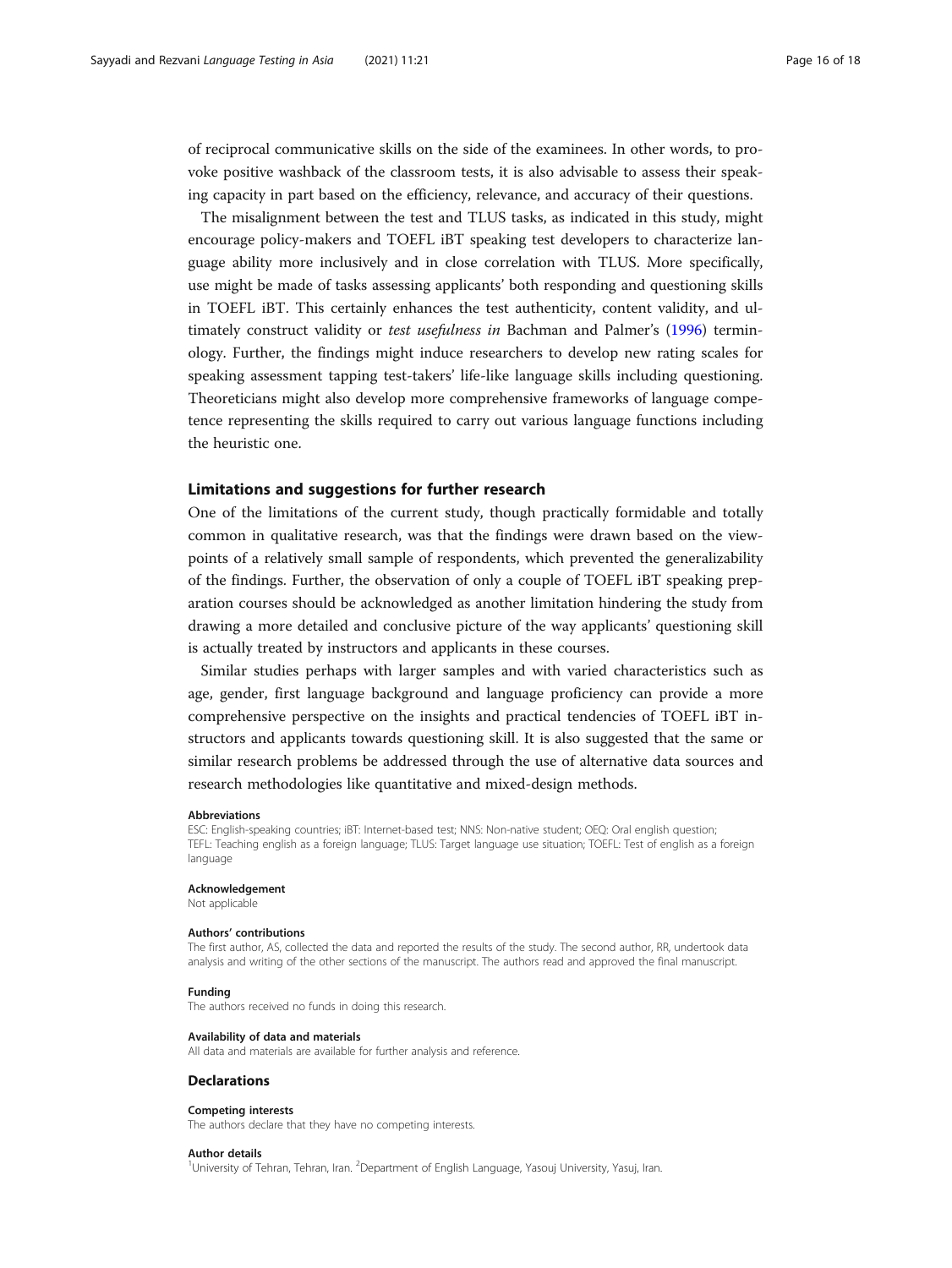of reciprocal communicative skills on the side of the examinees. In other words, to provoke positive washback of the classroom tests, it is also advisable to assess their speaking capacity in part based on the efficiency, relevance, and accuracy of their questions.

The misalignment between the test and TLUS tasks, as indicated in this study, might encourage policy-makers and TOEFL iBT speaking test developers to characterize language ability more inclusively and in close correlation with TLUS. More specifically, use might be made of tasks assessing applicants' both responding and questioning skills in TOEFL iBT. This certainly enhances the test authenticity, content validity, and ultimately construct validity or *test usefulness in* Bachman and Palmer's (1996) terminology. Further, the findings might induce researchers to develop new rating scales for speaking assessment tapping test-takers' life-like language skills including questioning. Theoreticians might also develop more comprehensive frameworks of language competence representing the skills required to carry out various language functions including the heuristic one.

## Limitations and suggestions for further research

One of the limitations of the current study, though practically formidable and totally common in qualitative research, was that the findings were drawn based on the viewpoints of a relatively small sample of respondents, which prevented the generalizability of the findings. Further, the observation of only a couple of TOEFL iBT speaking preparation courses should be acknowledged as another limitation hindering the study from drawing a more detailed and conclusive picture of the way applicants' questioning skill is actually treated by instructors and applicants in these courses.

Similar studies perhaps with larger samples and with varied characteristics such as age, gender, first language background and language proficiency can provide a more comprehensive perspective on the insights and practical tendencies of TOEFL iBT instructors and applicants towards questioning skill. It is also suggested that the same or similar research problems be addressed through the use of alternative data sources and research methodologies like quantitative and mixed-design methods.

#### Abbreviations

ESC: English-speaking countries; iBT: Internet-based test; NNS: Non-native student; OEQ: Oral english question; TEFL: Teaching english as a foreign language; TLUS: Target language use situation; TOEFL: Test of english as a foreign language

#### Acknowledgement

Not applicable

#### Authors' contributions

The first author, AS, collected the data and reported the results of the study. The second author, RR, undertook data analysis and writing of the other sections of the manuscript. The authors read and approved the final manuscript.

#### Funding

The authors received no funds in doing this research.

#### Availability of data and materials

All data and materials are available for further analysis and reference.

### Declarations

#### Competing interests

The authors declare that they have no competing interests.

#### Author details

[1]University of Tehran, Tehran, Iran. [2]Department of English Language, Yasouj University, Yasuj, Iran.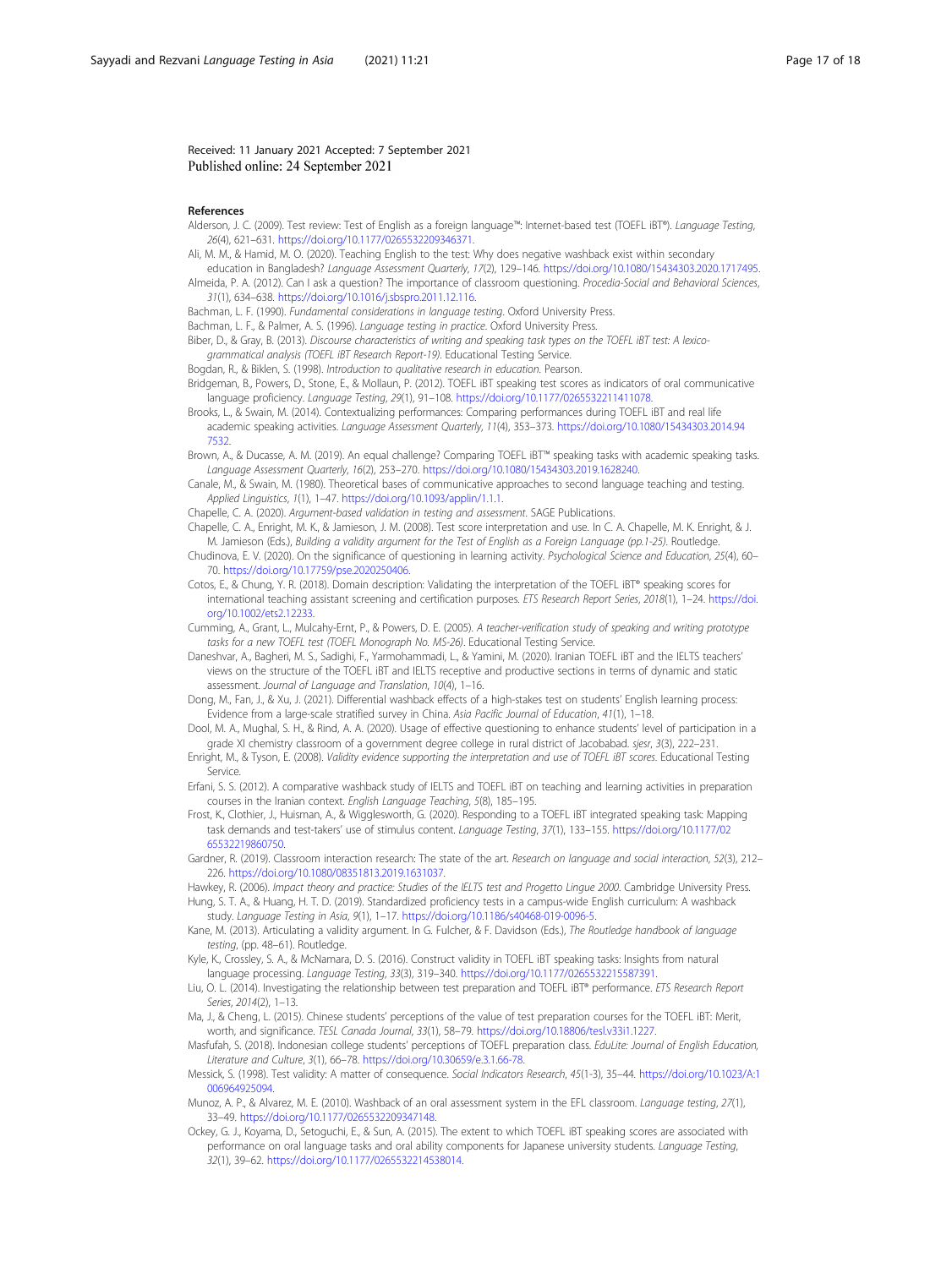Received: 11 January 2021 Accepted: 7 September 2021
Published online: 24 September 2021

**References**

Alderson, J. C. (2009). Test review: Test of English as a foreign language™: Internet-based test (TOEFL iBT®). *Language Testing, 26*(4), 621–631. https://doi.org/10.1177/0265532209346371.

Ali, M. M., & Hamid, M. O. (2020). Teaching English to the test: Why does negative washback exist within secondary education in Bangladesh? *Language Assessment Quarterly, 17*(2), 129–146. https://doi.org/10.1080/15434303.2020.1717495.

Almeida, P. A. (2012). Can I ask a question? The importance of classroom questioning. *Procedia-Social and Behavioral Sciences, 31*(1), 634–638. https://doi.org/10.1016/j.sbspro.2011.12.116.

Bachman, L. F. (1990). *Fundamental considerations in language testing*. Oxford University Press.

Bachman, L. F., & Palmer, A. S. (1996). *Language testing in practice*. Oxford University Press.

Biber, D., & Gray, B. (2013). *Discourse characteristics of writing and speaking task types on the TOEFL iBT test: A lexico-grammatical analysis (TOEFL iBT Research Report-19)*. Educational Testing Service.

Bogdan, R., & Biklen, S. (1998). *Introduction to qualitative research in education*. Pearson.

Bridgeman, B., Powers, D., Stone, E., & Mollaun, P. (2012). TOEFL iBT speaking test scores as indicators of oral communicative language proficiency. *Language Testing, 29*(1), 91–108. https://doi.org/10.1177/0265532211411078.

Brooks, L., & Swain, M. (2014). Contextualizing performances: Comparing performances during TOEFL iBT and real life academic speaking activities. *Language Assessment Quarterly, 11*(4), 353–373. https://doi.org/10.1080/15434303.2014.947532.

Brown, A., & Ducasse, A. M. (2019). An equal challenge? Comparing TOEFL iBT™ speaking tasks with academic speaking tasks. *Language Assessment Quarterly, 16*(2), 253–270. https://doi.org/10.1080/15434303.2019.1628240.

Canale, M., & Swain, M. (1980). Theoretical bases of communicative approaches to second language teaching and testing. *Applied Linguistics, 1*(1), 1–47. https://doi.org/10.1093/applin/1.1.1.

Chapelle, C. A. (2020). *Argument-based validation in testing and assessment*. SAGE Publications.

Chapelle, C. A., Enright, M. K., & Jamieson, J. M. (2008). Test score interpretation and use. In C. A. Chapelle, M. K. Enright, & J. M. Jamieson (Eds.), *Building a validity argument for the Test of English as a Foreign Language (pp.1-25)*. Routledge.

Chudinova, E. V. (2020). On the significance of questioning in learning activity. *Psychological Science and Education, 25*(4), 60–70. https://doi.org/10.17759/pse.2020250406.

Cotos, E., & Chung, Y. R. (2018). Domain description: Validating the interpretation of the TOEFL iBT® speaking scores for international teaching assistant screening and certification purposes. *ETS Research Report Series, 2018*(1), 1–24. https://doi.org/10.1002/ets2.12233.

Cumming, A., Grant, L., Mulcahy-Ernt, P., & Powers, D. E. (2005). *A teacher-verification study of speaking and writing prototype tasks for a new TOEFL test (TOEFL Monograph No. MS-26)*. Educational Testing Service.

Daneshvar, A., Bagheri, M. S., Sadighi, F., Yarmohammadi, L., & Yamini, M. (2020). Iranian TOEFL iBT and the IELTS teachers' views on the structure of the TOEFL iBT and IELTS receptive and productive sections in terms of dynamic and static assessment. *Journal of Language and Translation, 10*(4), 1–16.

Dong, M., Fan, J., & Xu, J. (2021). Differential washback effects of a high-stakes test on students' English learning process: Evidence from a large-scale stratified survey in China. *Asia Pacific Journal of Education, 41*(1), 1–18.

Dool, M. A., Mughal, S. H., & Rind, A. A. (2020). Usage of effective questioning to enhance students' level of participation in a grade XI chemistry classroom of a government degree college in rural district of Jacobabad. *sjesr, 3*(3), 222–231.

Enright, M., & Tyson, E. (2008). *Validity evidence supporting the interpretation and use of TOEFL iBT scores*. Educational Testing Service.

Erfani, S. S. (2012). A comparative washback study of IELTS and TOEFL iBT on teaching and learning activities in preparation courses in the Iranian context. *English Language Teaching, 5*(8), 185–195.

Frost, K., Clothier, J., Huisman, A., & Wigglesworth, G. (2020). Responding to a TOEFL iBT integrated speaking task: Mapping task demands and test-takers' use of stimulus content. *Language Testing, 37*(1), 133–155. https://doi.org/10.1177/0265532219860750.

Gardner, R. (2019). Classroom interaction research: The state of the art. *Research on language and social interaction, 52*(3), 212–226. https://doi.org/10.1080/08351813.2019.1631037.

Hawkey, R. (2006). *Impact theory and practice: Studies of the IELTS test and Progetto Lingue 2000*. Cambridge University Press.

Hung, S. T. A., & Huang, H. T. D. (2019). Standardized proficiency tests in a campus-wide English curriculum: A washback study. *Language Testing in Asia, 9*(1), 1–17. https://doi.org/10.1186/s40468-019-0096-5.

Kane, M. (2013). Articulating a validity argument. In G. Fulcher, & F. Davidson (Eds.), *The Routledge handbook of language testing*, (pp. 48–61). Routledge.

Kyle, K., Crossley, S. A., & McNamara, D. S. (2016). Construct validity in TOEFL iBT speaking tasks: Insights from natural language processing. *Language Testing, 33*(3), 319–340. https://doi.org/10.1177/0265532215587391.

Liu, O. L. (2014). Investigating the relationship between test preparation and TOEFL iBT® performance. *ETS Research Report Series, 2014*(2), 1–13.

Ma, J., & Cheng, L. (2015). Chinese students' perceptions of the value of test preparation courses for the TOEFL iBT: Merit, worth, and significance. *TESL Canada Journal, 33*(1), 58–79. https://doi.org/10.18806/tesl.v33i1.1227.

Masfufah, S. (2018). Indonesian college students' perceptions of TOEFL preparation class. *EduLite: Journal of English Education, Literature and Culture, 3*(1), 66–78. https://doi.org/10.30659/e.3.1.66-78.

Messick, S. (1998). Test validity: A matter of consequence. *Social Indicators Research, 45*(1-3), 35–44. https://doi.org/10.1023/A:1006964925094.

Munoz, A. P., & Alvarez, M. E. (2010). Washback of an oral assessment system in the EFL classroom. *Language testing, 27*(1), 33–49. https://doi.org/10.1177/0265532209347148.

Ockey, G. J., Koyama, D., Setoguchi, E., & Sun, A. (2015). The extent to which TOEFL iBT speaking scores are associated with performance on oral language tasks and oral ability components for Japanese university students. *Language Testing, 32*(1), 39–62. https://doi.org/10.1177/0265532214538014.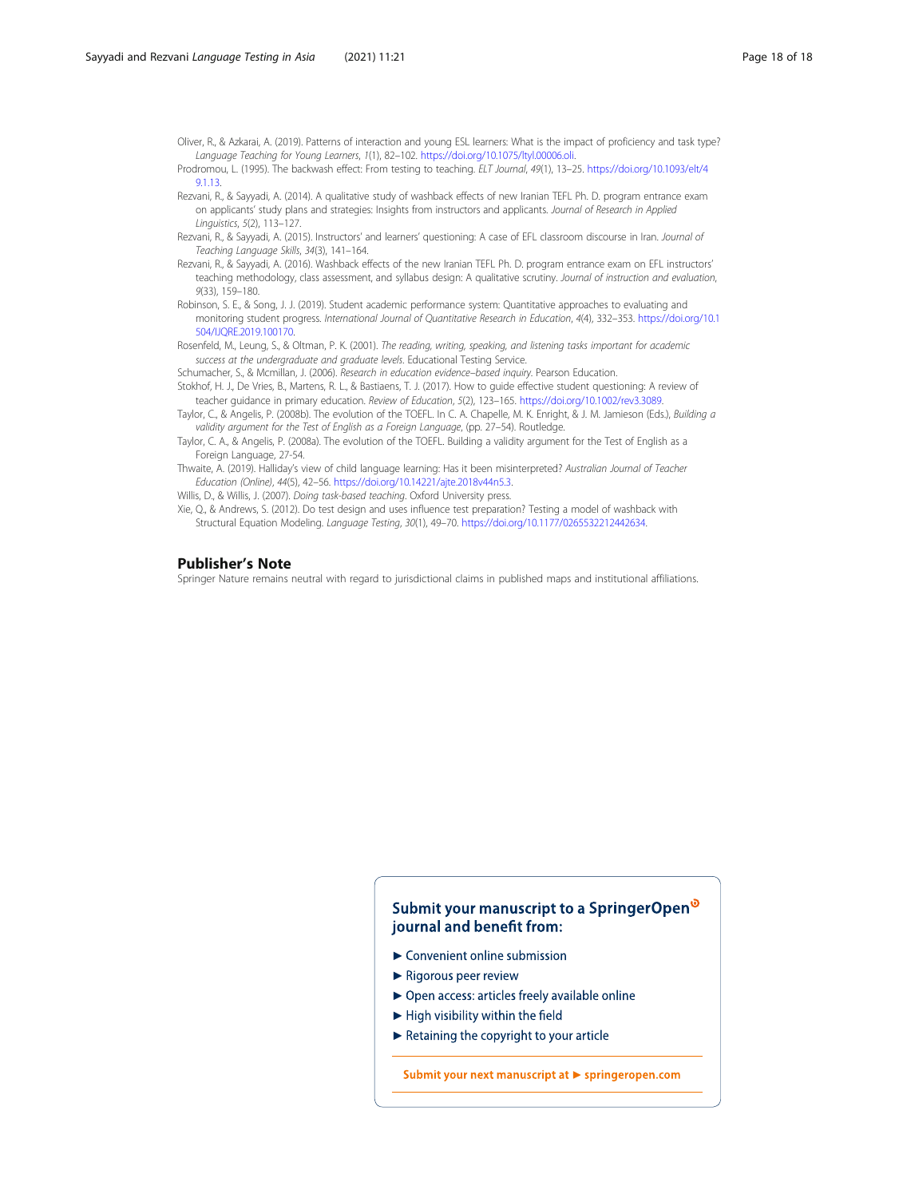Oliver, R., & Azkarai, A. (2019). Patterns of interaction and young ESL learners: What is the impact of proficiency and task type? *Language Teaching for Young Learners*, *1*(1), 82–102. https://doi.org/10.1075/ltyl.00006.oli.

Prodromou, L. (1995). The backwash effect: From testing to teaching. *ELT Journal*, *49*(1), 13–25. https://doi.org/10.1093/elt/49.1.13.

Rezvani, R., & Sayyadi, A. (2014). A qualitative study of washback effects of new Iranian TEFL Ph. D. program entrance exam on applicants' study plans and strategies: Insights from instructors and applicants. *Journal of Research in Applied Linguistics*, *5*(2), 113–127.

Rezvani, R., & Sayyadi, A. (2015). Instructors' and learners' questioning: A case of EFL classroom discourse in Iran. *Journal of Teaching Language Skills*, *34*(3), 141–164.

Rezvani, R., & Sayyadi, A. (2016). Washback effects of the new Iranian TEFL Ph. D. program entrance exam on EFL instructors' teaching methodology, class assessment, and syllabus design: A qualitative scrutiny. *Journal of instruction and evaluation*, *9*(33), 159–180.

Robinson, S. E., & Song, J. J. (2019). Student academic performance system: Quantitative approaches to evaluating and monitoring student progress. *International Journal of Quantitative Research in Education*, *4*(4), 332–353. https://doi.org/10.1504/IJQRE.2019.100170.

Rosenfeld, M., Leung, S., & Oltman, P. K. (2001). *The reading, writing, speaking, and listening tasks important for academic success at the undergraduate and graduate levels*. Educational Testing Service.

Schumacher, S., & Mcmillan, J. (2006). *Research in education evidence–based inquiry*. Pearson Education.

Stokhof, H. J., De Vries, B., Martens, R. L., & Bastiaens, T. J. (2017). How to guide effective student questioning: A review of teacher guidance in primary education. *Review of Education*, *5*(2), 123–165. https://doi.org/10.1002/rev3.3089.

Taylor, C., & Angelis, P. (2008b). The evolution of the TOEFL. In C. A. Chapelle, M. K. Enright, & J. M. Jamieson (Eds.), *Building a validity argument for the Test of English as a Foreign Language*, (pp. 27–54). Routledge.

Taylor, C. A., & Angelis, P. (2008a). The evolution of the TOEFL. Building a validity argument for the Test of English as a Foreign Language, 27-54.

Thwaite, A. (2019). Halliday's view of child language learning: Has it been misinterpreted? *Australian Journal of Teacher Education (Online)*, *44*(5), 42–56. https://doi.org/10.14221/ajte.2018v44n5.3.

Willis, D., & Willis, J. (2007). *Doing task-based teaching*. Oxford University press.

Xie, Q., & Andrews, S. (2012). Do test design and uses influence test preparation? Testing a model of washback with Structural Equation Modeling. *Language Testing*, *30*(1), 49–70. https://doi.org/10.1177/0265532212442634.

## Publisher's Note

Springer Nature remains neutral with regard to jurisdictional claims in published maps and institutional affiliations.

**Submit your manuscript to a SpringerOpen journal and benefit from:**

- ► Convenient online submission
- ► Rigorous peer review
- ► Open access: articles freely available online
- ► High visibility within the field
- ► Retaining the copyright to your article

**Submit your next manuscript at ► springeropen.com**